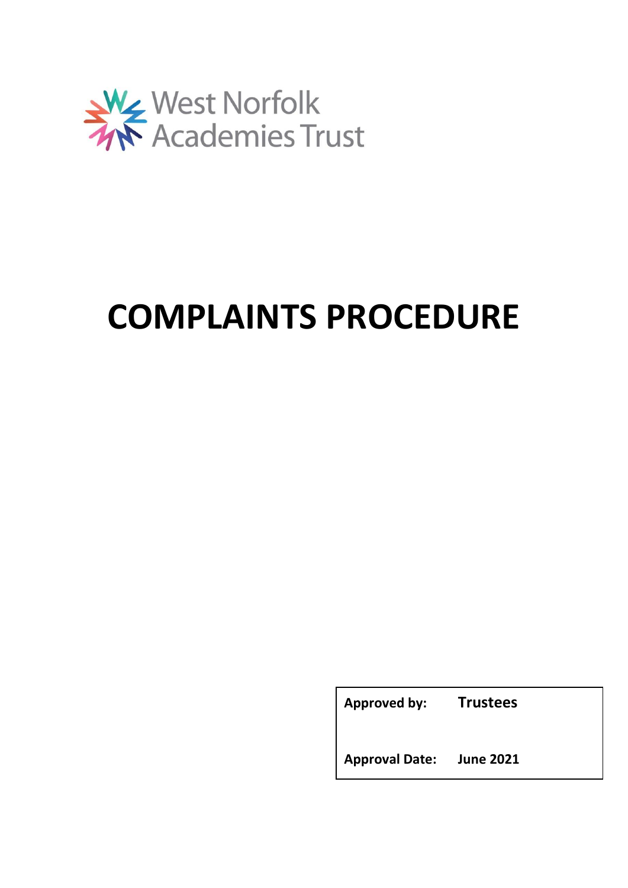West Norfolk Academies Trust

# COMPLAINTS PROCEDURE

| **Approved by:** | **Trustees** |
| --- | --- |
| **Approval Date:** | **June 2021** |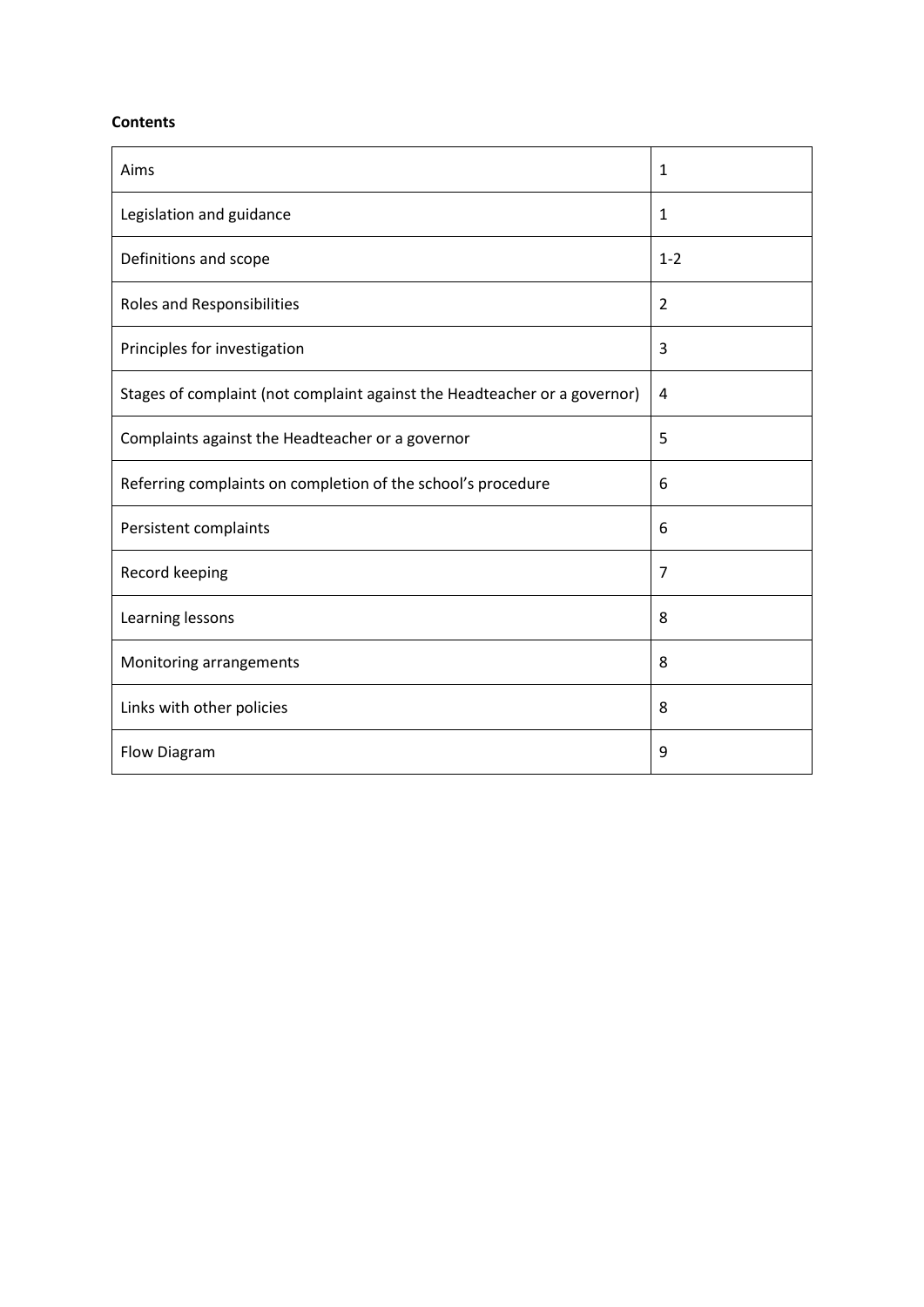**Contents**

| | |
|---|---|
| Aims | 1 |
| Legislation and guidance | 1 |
| Definitions and scope | 1-2 |
| Roles and Responsibilities | 2 |
| Principles for investigation | 3 |
| Stages of complaint (not complaint against the Headteacher or a governor) | 4 |
| Complaints against the Headteacher or a governor | 5 |
| Referring complaints on completion of the school's procedure | 6 |
| Persistent complaints | 6 |
| Record keeping | 7 |
| Learning lessons | 8 |
| Monitoring arrangements | 8 |
| Links with other policies | 8 |
| Flow Diagram | 9 |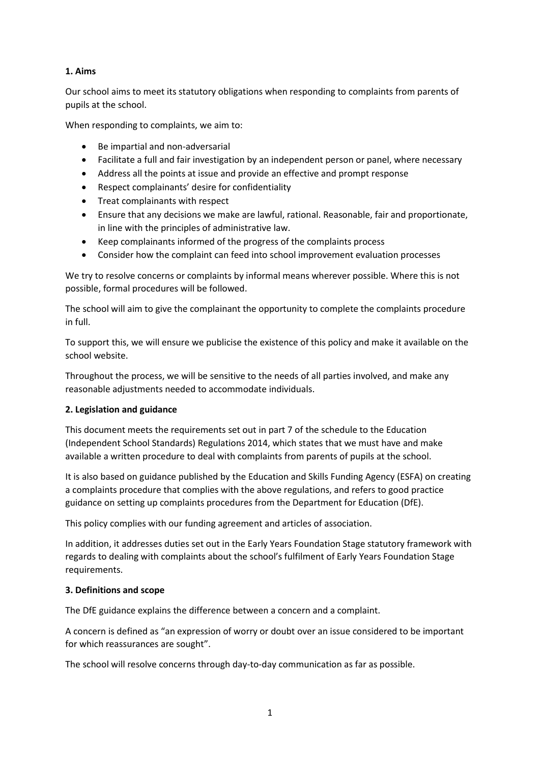## 1. Aims

Our school aims to meet its statutory obligations when responding to complaints from parents of pupils at the school.

When responding to complaints, we aim to:

- Be impartial and non-adversarial
- Facilitate a full and fair investigation by an independent person or panel, where necessary
- Address all the points at issue and provide an effective and prompt response
- Respect complainants' desire for confidentiality
- Treat complainants with respect
- Ensure that any decisions we make are lawful, rational. Reasonable, fair and proportionate, in line with the principles of administrative law.
- Keep complainants informed of the progress of the complaints process
- Consider how the complaint can feed into school improvement evaluation processes

We try to resolve concerns or complaints by informal means wherever possible. Where this is not possible, formal procedures will be followed.

The school will aim to give the complainant the opportunity to complete the complaints procedure in full.

To support this, we will ensure we publicise the existence of this policy and make it available on the school website.

Throughout the process, we will be sensitive to the needs of all parties involved, and make any reasonable adjustments needed to accommodate individuals.

## 2. Legislation and guidance

This document meets the requirements set out in part 7 of the schedule to the Education (Independent School Standards) Regulations 2014, which states that we must have and make available a written procedure to deal with complaints from parents of pupils at the school.

It is also based on guidance published by the Education and Skills Funding Agency (ESFA) on creating a complaints procedure that complies with the above regulations, and refers to good practice guidance on setting up complaints procedures from the Department for Education (DfE).

This policy complies with our funding agreement and articles of association.

In addition, it addresses duties set out in the Early Years Foundation Stage statutory framework with regards to dealing with complaints about the school's fulfilment of Early Years Foundation Stage requirements.

## 3. Definitions and scope

The DfE guidance explains the difference between a concern and a complaint.

A concern is defined as "an expression of worry or doubt over an issue considered to be important for which reassurances are sought".

The school will resolve concerns through day-to-day communication as far as possible.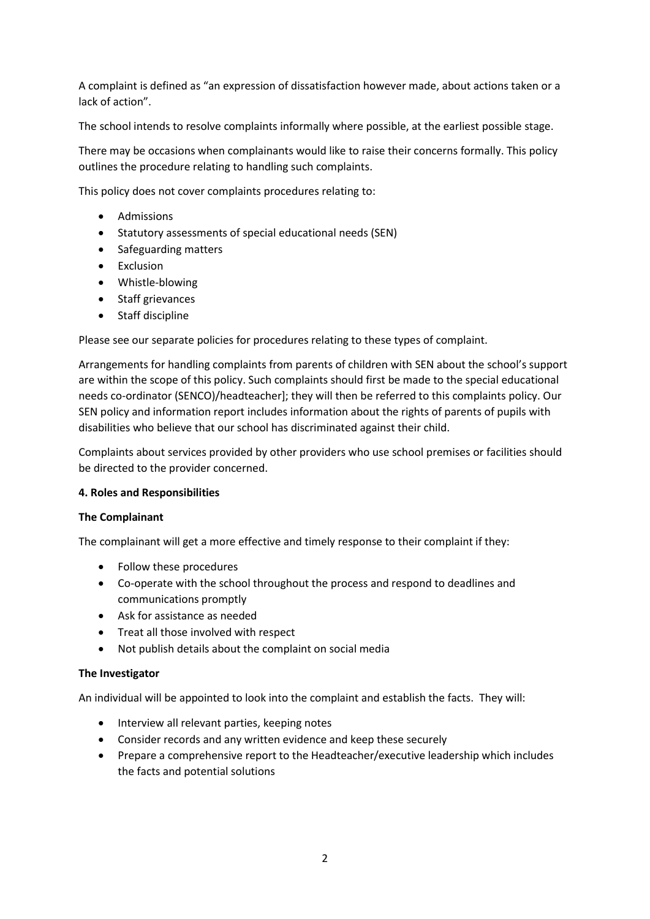A complaint is defined as "an expression of dissatisfaction however made, about actions taken or a lack of action".

The school intends to resolve complaints informally where possible, at the earliest possible stage.

There may be occasions when complainants would like to raise their concerns formally. This policy outlines the procedure relating to handling such complaints.

This policy does not cover complaints procedures relating to:

- Admissions
- Statutory assessments of special educational needs (SEN)
- Safeguarding matters
- Exclusion
- Whistle-blowing
- Staff grievances
- Staff discipline

Please see our separate policies for procedures relating to these types of complaint.

Arrangements for handling complaints from parents of children with SEN about the school's support are within the scope of this policy. Such complaints should first be made to the special educational needs co-ordinator (SENCO)/headteacher]; they will then be referred to this complaints policy. Our SEN policy and information report includes information about the rights of parents of pupils with disabilities who believe that our school has discriminated against their child.

Complaints about services provided by other providers who use school premises or facilities should be directed to the provider concerned.

**4. Roles and Responsibilities**

**The Complainant**

The complainant will get a more effective and timely response to their complaint if they:

- Follow these procedures
- Co-operate with the school throughout the process and respond to deadlines and communications promptly
- Ask for assistance as needed
- Treat all those involved with respect
- Not publish details about the complaint on social media

**The Investigator**

An individual will be appointed to look into the complaint and establish the facts. They will:

- Interview all relevant parties, keeping notes
- Consider records and any written evidence and keep these securely
- Prepare a comprehensive report to the Headteacher/executive leadership which includes the facts and potential solutions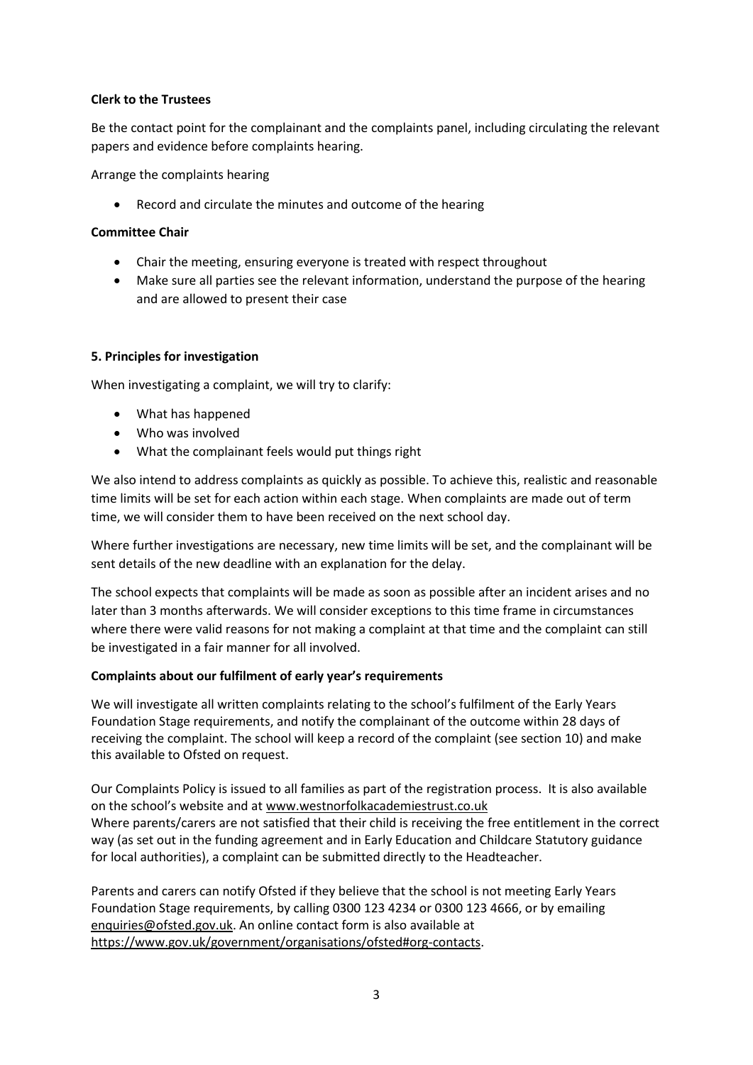**Clerk to the Trustees**

Be the contact point for the complainant and the complaints panel, including circulating the relevant papers and evidence before complaints hearing.

Arrange the complaints hearing

- Record and circulate the minutes and outcome of the hearing

**Committee Chair**

- Chair the meeting, ensuring everyone is treated with respect throughout
- Make sure all parties see the relevant information, understand the purpose of the hearing and are allowed to present their case

**5. Principles for investigation**

When investigating a complaint, we will try to clarify:

- What has happened
- Who was involved
- What the complainant feels would put things right

We also intend to address complaints as quickly as possible. To achieve this, realistic and reasonable time limits will be set for each action within each stage. When complaints are made out of term time, we will consider them to have been received on the next school day.

Where further investigations are necessary, new time limits will be set, and the complainant will be sent details of the new deadline with an explanation for the delay.

The school expects that complaints will be made as soon as possible after an incident arises and no later than 3 months afterwards. We will consider exceptions to this time frame in circumstances where there were valid reasons for not making a complaint at that time and the complaint can still be investigated in a fair manner for all involved.

**Complaints about our fulfilment of early year's requirements**

We will investigate all written complaints relating to the school's fulfilment of the Early Years Foundation Stage requirements, and notify the complainant of the outcome within 28 days of receiving the complaint. The school will keep a record of the complaint (see section 10) and make this available to Ofsted on request.

Our Complaints Policy is issued to all families as part of the registration process. It is also available on the school's website and at www.westnorfolkacademiestrust.co.uk
Where parents/carers are not satisfied that their child is receiving the free entitlement in the correct way (as set out in the funding agreement and in Early Education and Childcare Statutory guidance for local authorities), a complaint can be submitted directly to the Headteacher.

Parents and carers can notify Ofsted if they believe that the school is not meeting Early Years Foundation Stage requirements, by calling 0300 123 4234 or 0300 123 4666, or by emailing enquiries@ofsted.gov.uk. An online contact form is also available at https://www.gov.uk/government/organisations/ofsted#org-contacts.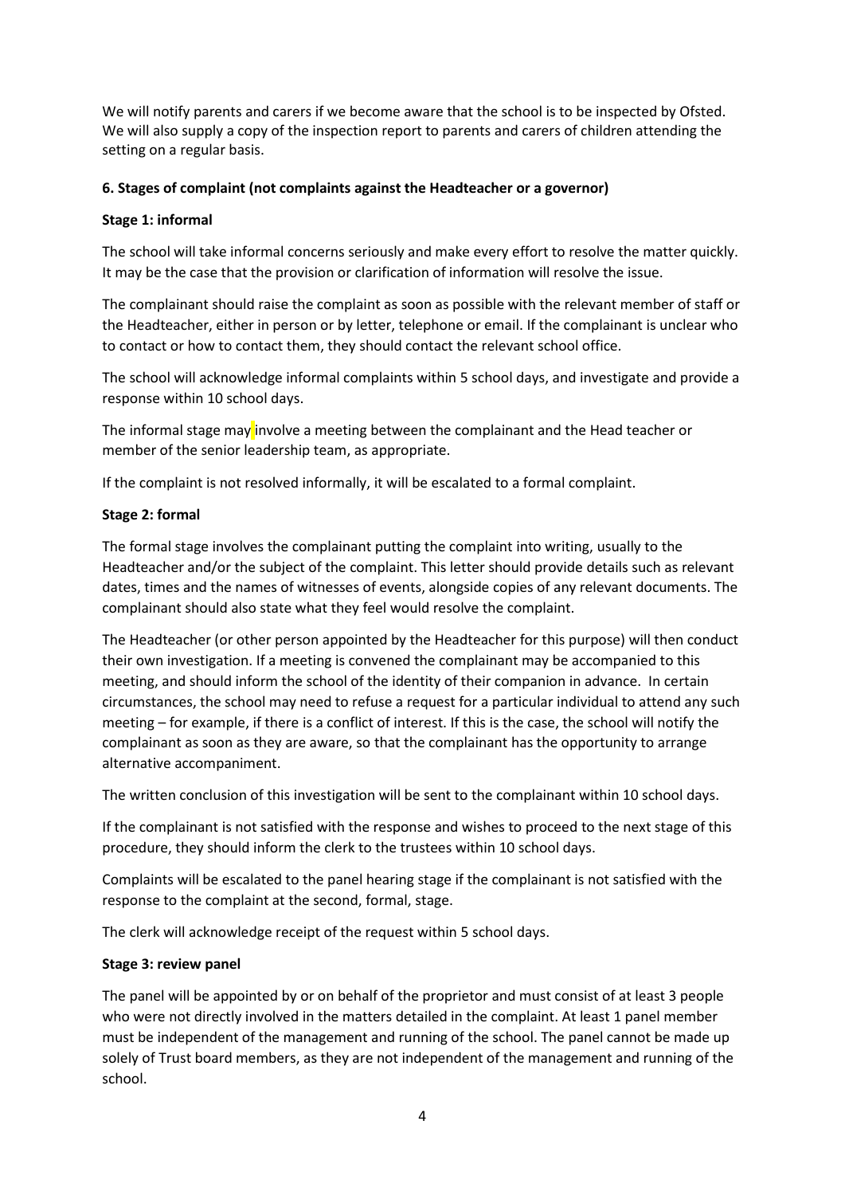We will notify parents and carers if we become aware that the school is to be inspected by Ofsted. We will also supply a copy of the inspection report to parents and carers of children attending the setting on a regular basis.

**6. Stages of complaint (not complaints against the Headteacher or a governor)**

**Stage 1: informal**

The school will take informal concerns seriously and make every effort to resolve the matter quickly. It may be the case that the provision or clarification of information will resolve the issue.

The complainant should raise the complaint as soon as possible with the relevant member of staff or the Headteacher, either in person or by letter, telephone or email. If the complainant is unclear who to contact or how to contact them, they should contact the relevant school office.

The school will acknowledge informal complaints within 5 school days, and investigate and provide a response within 10 school days.

The informal stage may involve a meeting between the complainant and the Head teacher or member of the senior leadership team, as appropriate.

If the complaint is not resolved informally, it will be escalated to a formal complaint.

**Stage 2: formal**

The formal stage involves the complainant putting the complaint into writing, usually to the Headteacher and/or the subject of the complaint. This letter should provide details such as relevant dates, times and the names of witnesses of events, alongside copies of any relevant documents. The complainant should also state what they feel would resolve the complaint.

The Headteacher (or other person appointed by the Headteacher for this purpose) will then conduct their own investigation. If a meeting is convened the complainant may be accompanied to this meeting, and should inform the school of the identity of their companion in advance. In certain circumstances, the school may need to refuse a request for a particular individual to attend any such meeting – for example, if there is a conflict of interest. If this is the case, the school will notify the complainant as soon as they are aware, so that the complainant has the opportunity to arrange alternative accompaniment.

The written conclusion of this investigation will be sent to the complainant within 10 school days.

If the complainant is not satisfied with the response and wishes to proceed to the next stage of this procedure, they should inform the clerk to the trustees within 10 school days.

Complaints will be escalated to the panel hearing stage if the complainant is not satisfied with the response to the complaint at the second, formal, stage.

The clerk will acknowledge receipt of the request within 5 school days.

**Stage 3: review panel**

The panel will be appointed by or on behalf of the proprietor and must consist of at least 3 people who were not directly involved in the matters detailed in the complaint. At least 1 panel member must be independent of the management and running of the school. The panel cannot be made up solely of Trust board members, as they are not independent of the management and running of the school.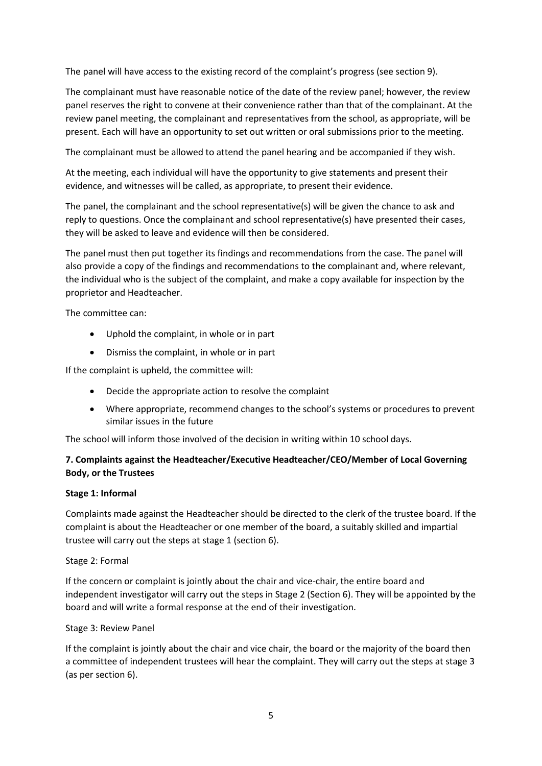The panel will have access to the existing record of the complaint's progress (see section 9).

The complainant must have reasonable notice of the date of the review panel; however, the review panel reserves the right to convene at their convenience rather than that of the complainant. At the review panel meeting, the complainant and representatives from the school, as appropriate, will be present. Each will have an opportunity to set out written or oral submissions prior to the meeting.

The complainant must be allowed to attend the panel hearing and be accompanied if they wish.

At the meeting, each individual will have the opportunity to give statements and present their evidence, and witnesses will be called, as appropriate, to present their evidence.

The panel, the complainant and the school representative(s) will be given the chance to ask and reply to questions. Once the complainant and school representative(s) have presented their cases, they will be asked to leave and evidence will then be considered.

The panel must then put together its findings and recommendations from the case. The panel will also provide a copy of the findings and recommendations to the complainant and, where relevant, the individual who is the subject of the complaint, and make a copy available for inspection by the proprietor and Headteacher.

The committee can:

- Uphold the complaint, in whole or in part
- Dismiss the complaint, in whole or in part

If the complaint is upheld, the committee will:

- Decide the appropriate action to resolve the complaint
- Where appropriate, recommend changes to the school's systems or procedures to prevent similar issues in the future

The school will inform those involved of the decision in writing within 10 school days.

## 7. Complaints against the Headteacher/Executive Headteacher/CEO/Member of Local Governing Body, or the Trustees

**Stage 1: Informal**

Complaints made against the Headteacher should be directed to the clerk of the trustee board. If the complaint is about the Headteacher or one member of the board, a suitably skilled and impartial trustee will carry out the steps at stage 1 (section 6).

Stage 2: Formal

If the concern or complaint is jointly about the chair and vice-chair, the entire board and independent investigator will carry out the steps in Stage 2 (Section 6). They will be appointed by the board and will write a formal response at the end of their investigation.

Stage 3: Review Panel

If the complaint is jointly about the chair and vice chair, the board or the majority of the board then a committee of independent trustees will hear the complaint. They will carry out the steps at stage 3 (as per section 6).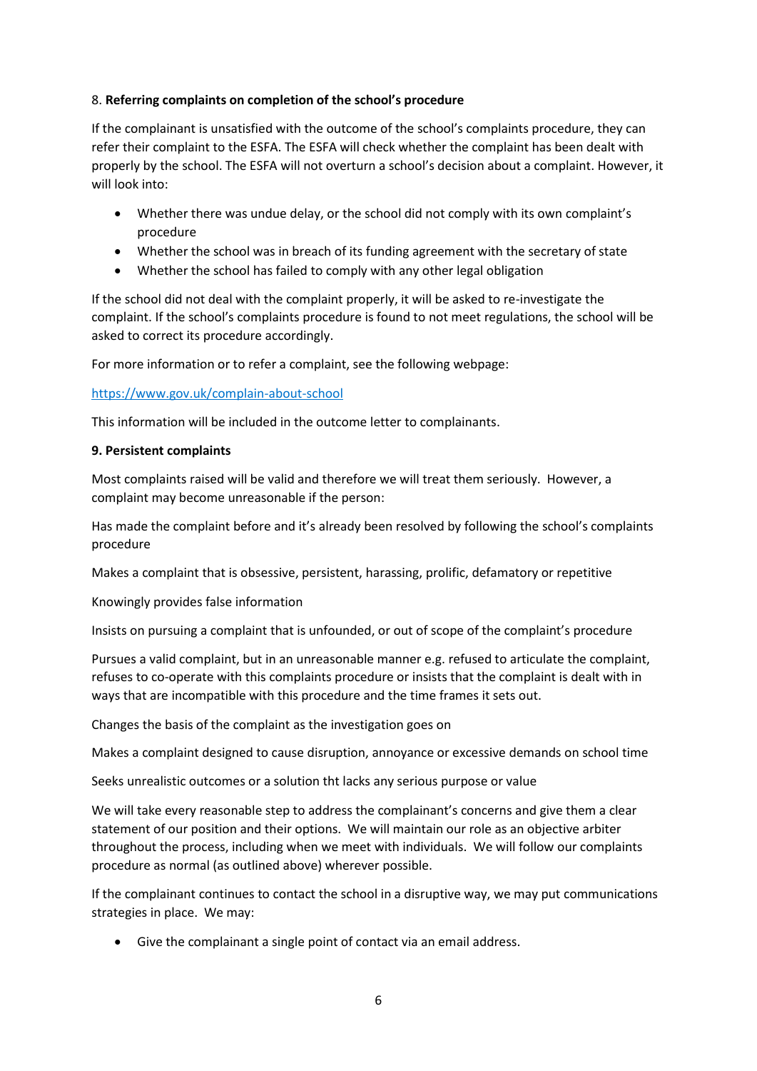## 8. **Referring complaints on completion of the school's procedure**

If the complainant is unsatisfied with the outcome of the school's complaints procedure, they can refer their complaint to the ESFA. The ESFA will check whether the complaint has been dealt with properly by the school. The ESFA will not overturn a school's decision about a complaint. However, it will look into:

- Whether there was undue delay, or the school did not comply with its own complaint's procedure
- Whether the school was in breach of its funding agreement with the secretary of state
- Whether the school has failed to comply with any other legal obligation

If the school did not deal with the complaint properly, it will be asked to re-investigate the complaint. If the school's complaints procedure is found to not meet regulations, the school will be asked to correct its procedure accordingly.

For more information or to refer a complaint, see the following webpage:

https://www.gov.uk/complain-about-school

This information will be included in the outcome letter to complainants.

## 9. Persistent complaints

Most complaints raised will be valid and therefore we will treat them seriously. However, a complaint may become unreasonable if the person:

Has made the complaint before and it's already been resolved by following the school's complaints procedure

Makes a complaint that is obsessive, persistent, harassing, prolific, defamatory or repetitive

Knowingly provides false information

Insists on pursuing a complaint that is unfounded, or out of scope of the complaint's procedure

Pursues a valid complaint, but in an unreasonable manner e.g. refused to articulate the complaint, refuses to co-operate with this complaints procedure or insists that the complaint is dealt with in ways that are incompatible with this procedure and the time frames it sets out.

Changes the basis of the complaint as the investigation goes on

Makes a complaint designed to cause disruption, annoyance or excessive demands on school time

Seeks unrealistic outcomes or a solution tht lacks any serious purpose or value

We will take every reasonable step to address the complainant's concerns and give them a clear statement of our position and their options. We will maintain our role as an objective arbiter throughout the process, including when we meet with individuals. We will follow our complaints procedure as normal (as outlined above) wherever possible.

If the complainant continues to contact the school in a disruptive way, we may put communications strategies in place. We may:

- Give the complainant a single point of contact via an email address.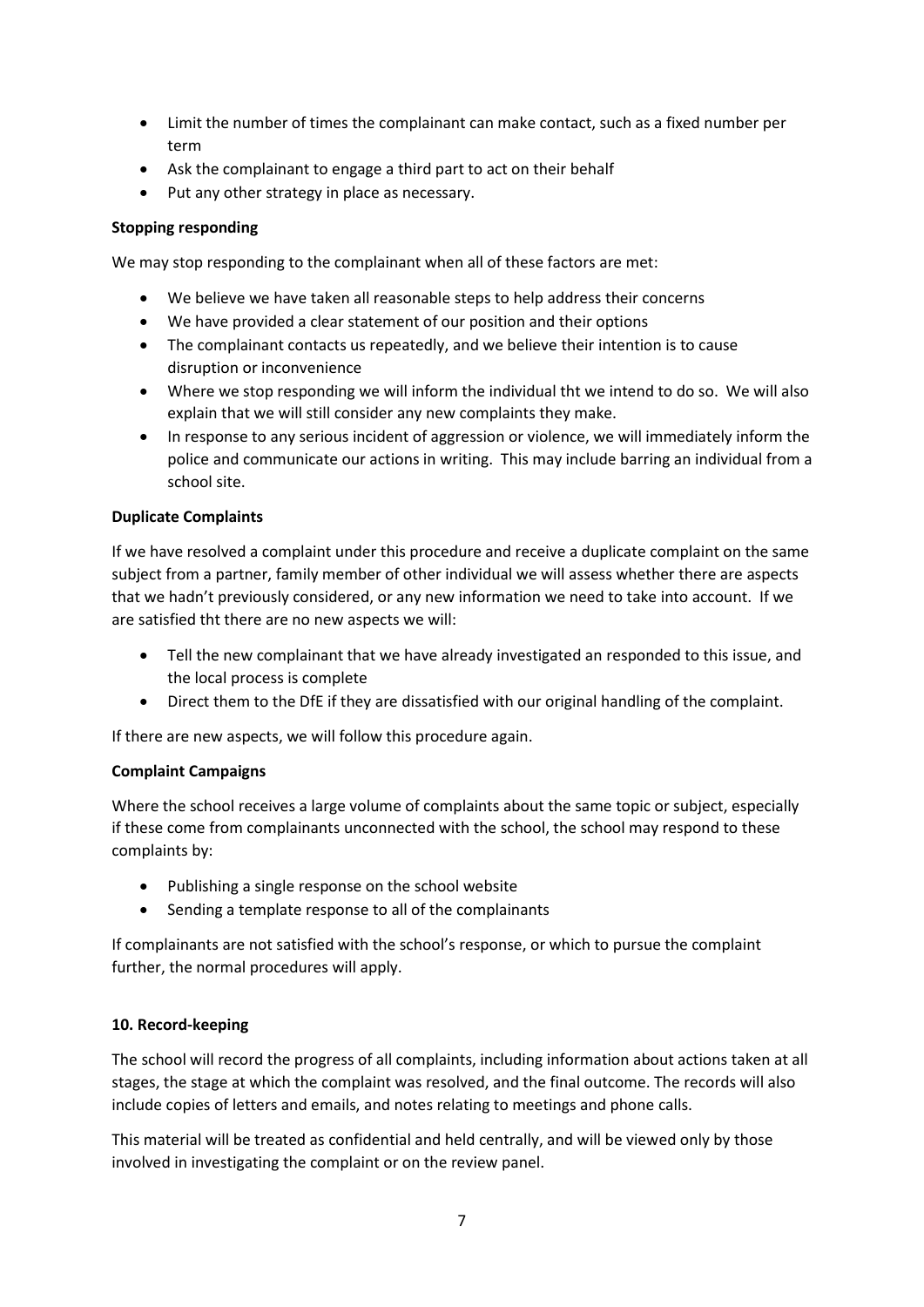- Limit the number of times the complainant can make contact, such as a fixed number per term
- Ask the complainant to engage a third part to act on their behalf
- Put any other strategy in place as necessary.

**Stopping responding**

We may stop responding to the complainant when all of these factors are met:

- We believe we have taken all reasonable steps to help address their concerns
- We have provided a clear statement of our position and their options
- The complainant contacts us repeatedly, and we believe their intention is to cause disruption or inconvenience
- Where we stop responding we will inform the individual tht we intend to do so. We will also explain that we will still consider any new complaints they make.
- In response to any serious incident of aggression or violence, we will immediately inform the police and communicate our actions in writing. This may include barring an individual from a school site.

**Duplicate Complaints**

If we have resolved a complaint under this procedure and receive a duplicate complaint on the same subject from a partner, family member of other individual we will assess whether there are aspects that we hadn't previously considered, or any new information we need to take into account. If we are satisfied tht there are no new aspects we will:

- Tell the new complainant that we have already investigated an responded to this issue, and the local process is complete
- Direct them to the DfE if they are dissatisfied with our original handling of the complaint.

If there are new aspects, we will follow this procedure again.

**Complaint Campaigns**

Where the school receives a large volume of complaints about the same topic or subject, especially if these come from complainants unconnected with the school, the school may respond to these complaints by:

- Publishing a single response on the school website
- Sending a template response to all of the complainants

If complainants are not satisfied with the school's response, or which to pursue the complaint further, the normal procedures will apply.

**10. Record-keeping**

The school will record the progress of all complaints, including information about actions taken at all stages, the stage at which the complaint was resolved, and the final outcome. The records will also include copies of letters and emails, and notes relating to meetings and phone calls.

This material will be treated as confidential and held centrally, and will be viewed only by those involved in investigating the complaint or on the review panel.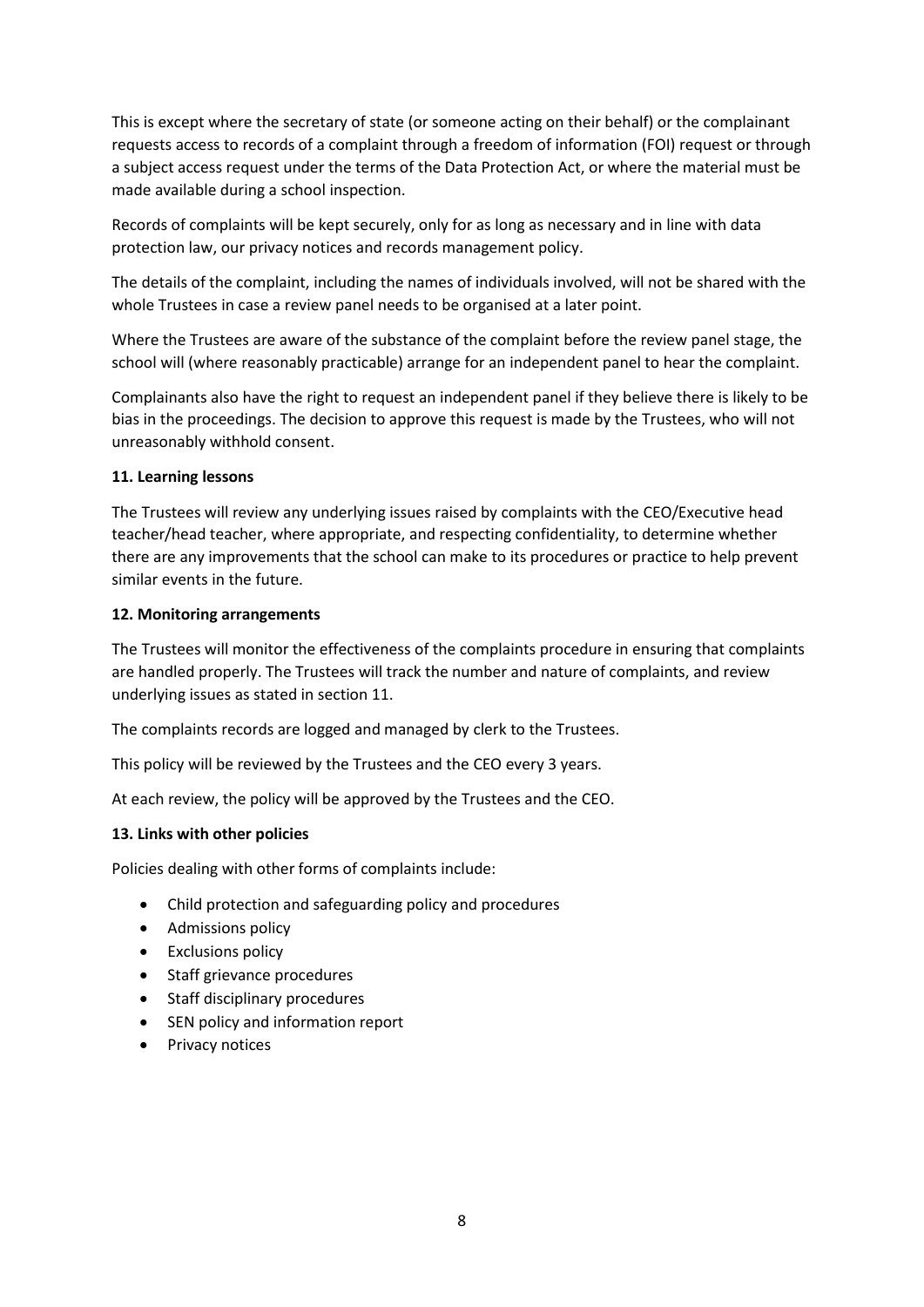This is except where the secretary of state (or someone acting on their behalf) or the complainant requests access to records of a complaint through a freedom of information (FOI) request or through a subject access request under the terms of the Data Protection Act, or where the material must be made available during a school inspection.

Records of complaints will be kept securely, only for as long as necessary and in line with data protection law, our privacy notices and records management policy.

The details of the complaint, including the names of individuals involved, will not be shared with the whole Trustees in case a review panel needs to be organised at a later point.

Where the Trustees are aware of the substance of the complaint before the review panel stage, the school will (where reasonably practicable) arrange for an independent panel to hear the complaint.

Complainants also have the right to request an independent panel if they believe there is likely to be bias in the proceedings. The decision to approve this request is made by the Trustees, who will not unreasonably withhold consent.

**11. Learning lessons**

The Trustees will review any underlying issues raised by complaints with the CEO/Executive head teacher/head teacher, where appropriate, and respecting confidentiality, to determine whether there are any improvements that the school can make to its procedures or practice to help prevent similar events in the future.

**12. Monitoring arrangements**

The Trustees will monitor the effectiveness of the complaints procedure in ensuring that complaints are handled properly. The Trustees will track the number and nature of complaints, and review underlying issues as stated in section 11.

The complaints records are logged and managed by clerk to the Trustees.

This policy will be reviewed by the Trustees and the CEO every 3 years.

At each review, the policy will be approved by the Trustees and the CEO.

**13. Links with other policies**

Policies dealing with other forms of complaints include:

- Child protection and safeguarding policy and procedures
- Admissions policy
- Exclusions policy
- Staff grievance procedures
- Staff disciplinary procedures
- SEN policy and information report
- Privacy notices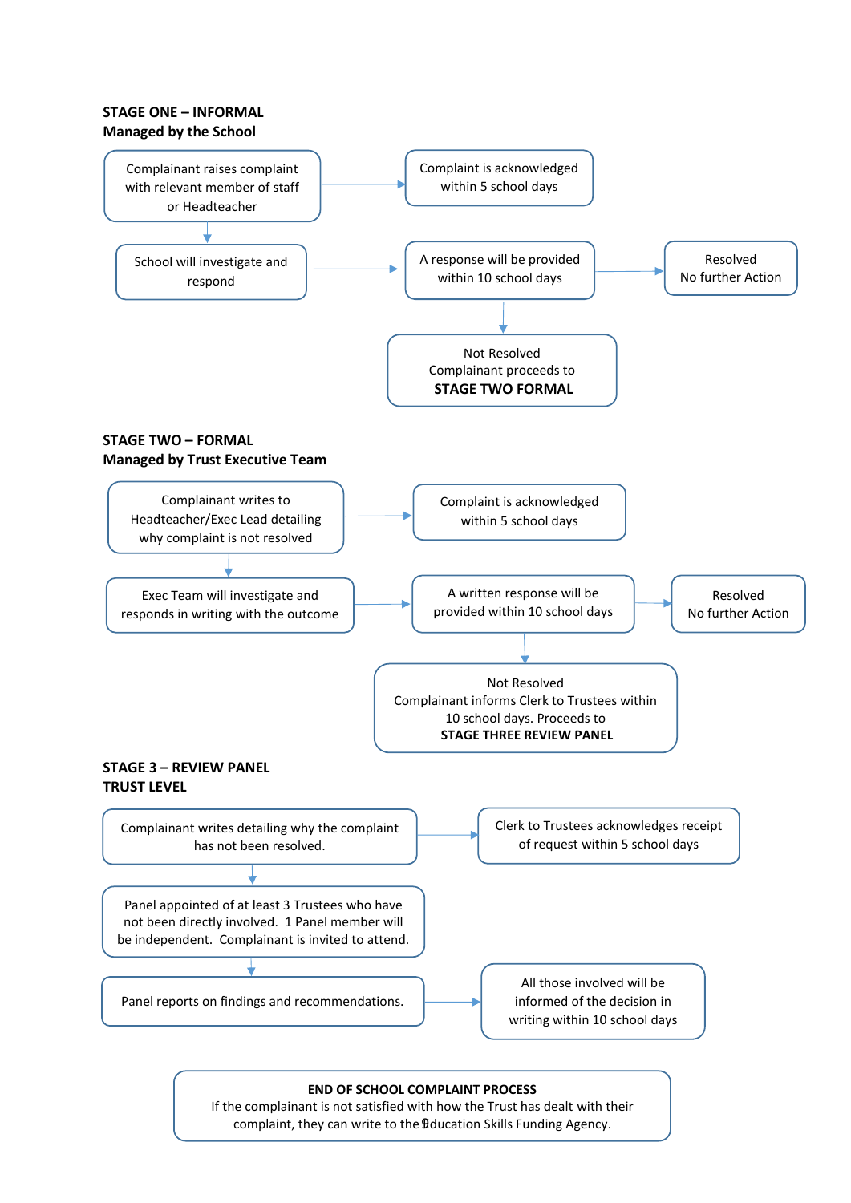**STAGE ONE – INFORMAL**
**Managed by the School**

Complainant raises complaint with relevant member of staff or Headteacher

Complaint is acknowledged within 5 school days

School will investigate and respond

A response will be provided within 10 school days

Resolved
No further Action

Not Resolved
Complainant proceeds to
**STAGE TWO FORMAL**

**STAGE TWO – FORMAL**
**Managed by Trust Executive Team**

Complainant writes to Headteacher/Exec Lead detailing why complaint is not resolved

Complaint is acknowledged within 5 school days

Exec Team will investigate and responds in writing with the outcome

A written response will be provided within 10 school days

Resolved
No further Action

Not Resolved
Complainant informs Clerk to Trustees within 10 school days. Proceeds to
**STAGE THREE REVIEW PANEL**

**STAGE 3 – REVIEW PANEL**
**TRUST LEVEL**

Complainant writes detailing why the complaint has not been resolved.

Clerk to Trustees acknowledges receipt of request within 5 school days

Panel appointed of at least 3 Trustees who have not been directly involved. 1 Panel member will be independent. Complainant is invited to attend.

Panel reports on findings and recommendations.

All those involved will be informed of the decision in writing within 10 school days

**END OF SCHOOL COMPLAINT PROCESS**
If the complainant is not satisfied with how the Trust has dealt with their complaint, they can write to the Education Skills Funding Agency.